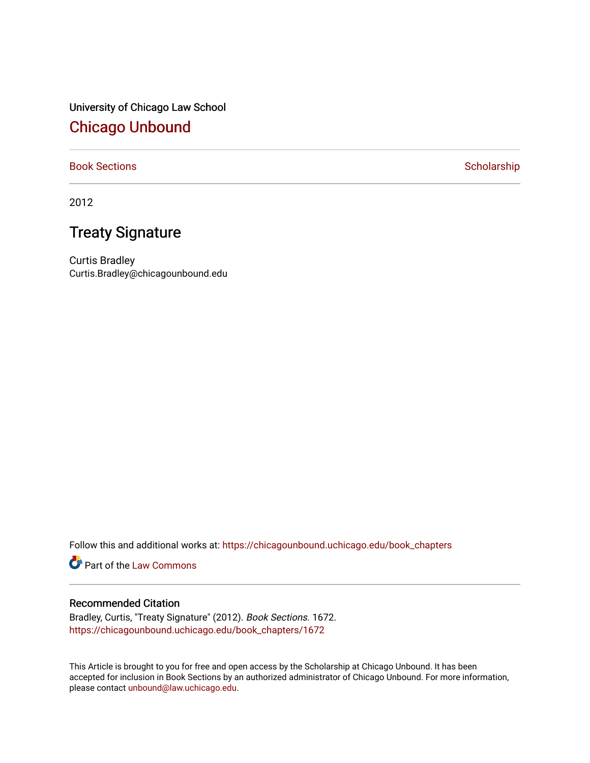University of Chicago Law School

## Chicago Unbound

Book Sections | Scholarship

2012

# Treaty Signature

Curtis Bradley
Curtis.Bradley@chicagounbound.edu

Follow this and additional works at: https://chicagounbound.uchicago.edu/book_chapters

Part of the Law Commons

### Recommended Citation

Bradley, Curtis, "Treaty Signature" (2012). *Book Sections*. 1672.
https://chicagounbound.uchicago.edu/book_chapters/1672

This Article is brought to you for free and open access by the Scholarship at Chicago Unbound. It has been accepted for inclusion in Book Sections by an authorized administrator of Chicago Unbound. For more information, please contact unbound@law.uchicago.edu.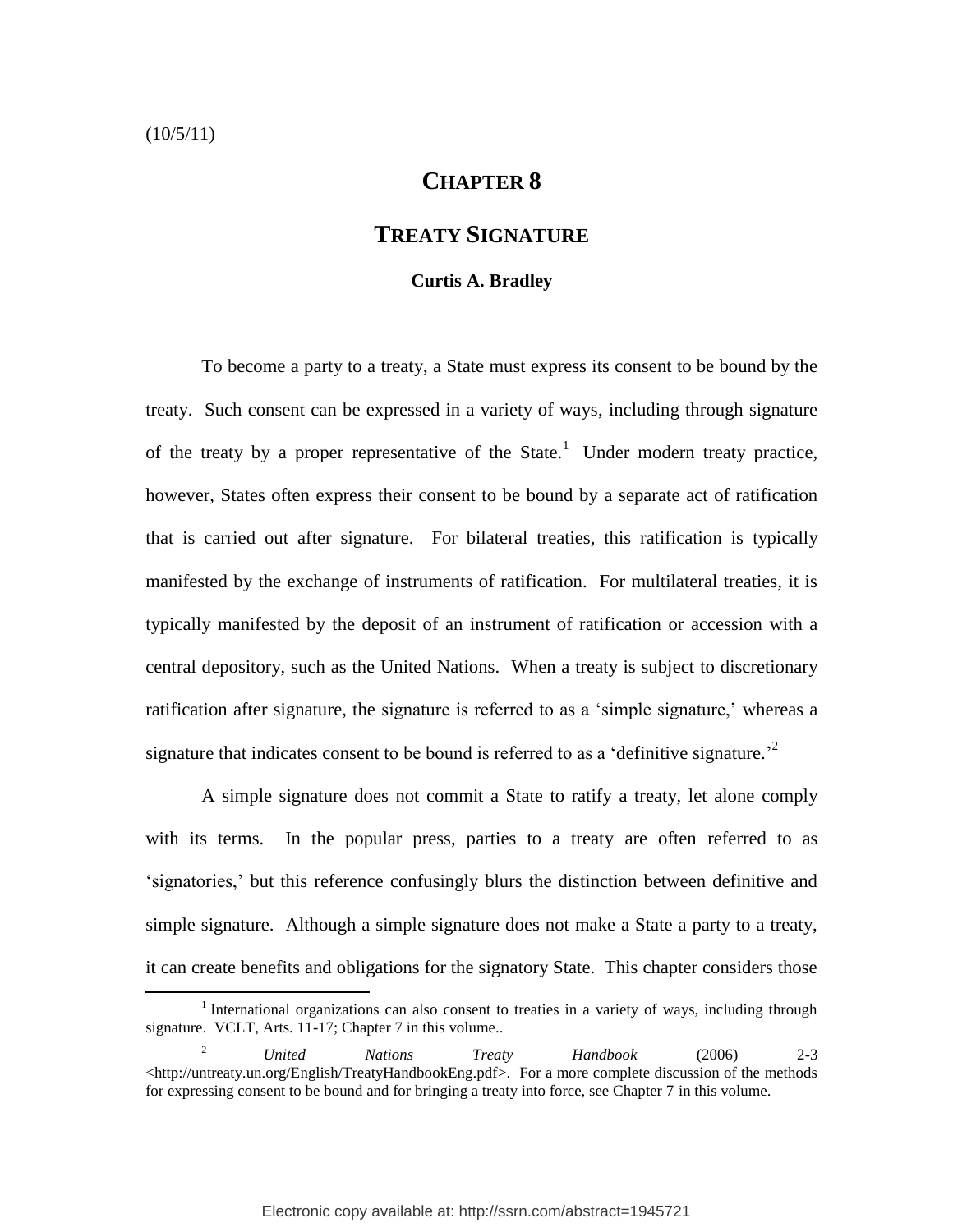(10/5/11)

# CHAPTER 8

# TREATY SIGNATURE

**Curtis A. Bradley**

To become a party to a treaty, a State must express its consent to be bound by the treaty. Such consent can be expressed in a variety of ways, including through signature of the treaty by a proper representative of the State.[1] Under modern treaty practice, however, States often express their consent to be bound by a separate act of ratification that is carried out after signature. For bilateral treaties, this ratification is typically manifested by the exchange of instruments of ratification. For multilateral treaties, it is typically manifested by the deposit of an instrument of ratification or accession with a central depository, such as the United Nations. When a treaty is subject to discretionary ratification after signature, the signature is referred to as a 'simple signature,' whereas a signature that indicates consent to be bound is referred to as a 'definitive signature.'[2]

A simple signature does not commit a State to ratify a treaty, let alone comply with its terms. In the popular press, parties to a treaty are often referred to as 'signatories,' but this reference confusingly blurs the distinction between definitive and simple signature. Although a simple signature does not make a State a party to a treaty, it can create benefits and obligations for the signatory State. This chapter considers those

[1] International organizations can also consent to treaties in a variety of ways, including through signature. VCLT, Arts. 11-17; Chapter 7 in this volume..

[2] *United Nations Treaty Handbook* (2006) 2-3 <http://untreaty.un.org/English/TreatyHandbookEng.pdf>. For a more complete discussion of the methods for expressing consent to be bound and for bringing a treaty into force, see Chapter 7 in this volume.

Electronic copy available at: http://ssrn.com/abstract=1945721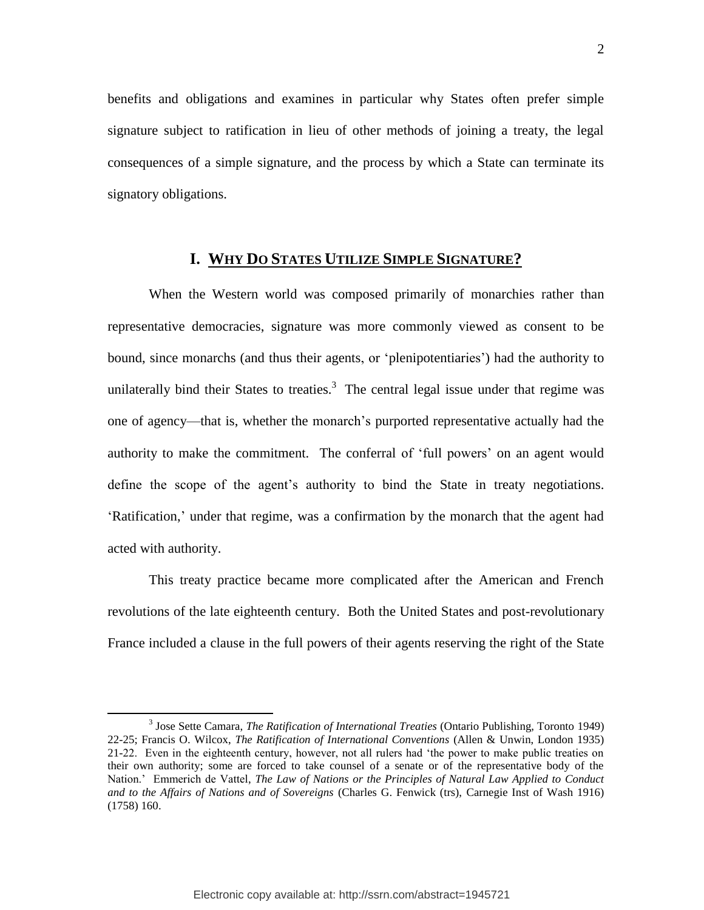benefits and obligations and examines in particular why States often prefer simple signature subject to ratification in lieu of other methods of joining a treaty, the legal consequences of a simple signature, and the process by which a State can terminate its signatory obligations.

## I. WHY DO STATES UTILIZE SIMPLE SIGNATURE?

When the Western world was composed primarily of monarchies rather than representative democracies, signature was more commonly viewed as consent to be bound, since monarchs (and thus their agents, or 'plenipotentiaries') had the authority to unilaterally bind their States to treaties.[3] The central legal issue under that regime was one of agency—that is, whether the monarch's purported representative actually had the authority to make the commitment. The conferral of 'full powers' on an agent would define the scope of the agent's authority to bind the State in treaty negotiations. 'Ratification,' under that regime, was a confirmation by the monarch that the agent had acted with authority.

This treaty practice became more complicated after the American and French revolutions of the late eighteenth century. Both the United States and post-revolutionary France included a clause in the full powers of their agents reserving the right of the State

---

[3] Jose Sette Camara, *The Ratification of International Treaties* (Ontario Publishing, Toronto 1949) 22-25; Francis O. Wilcox, *The Ratification of International Conventions* (Allen & Unwin, London 1935) 21-22. Even in the eighteenth century, however, not all rulers had 'the power to make public treaties on their own authority; some are forced to take counsel of a senate or of the representative body of the Nation.' Emmerich de Vattel, *The Law of Nations or the Principles of Natural Law Applied to Conduct and to the Affairs of Nations and of Sovereigns* (Charles G. Fenwick (trs), Carnegie Inst of Wash 1916) (1758) 160.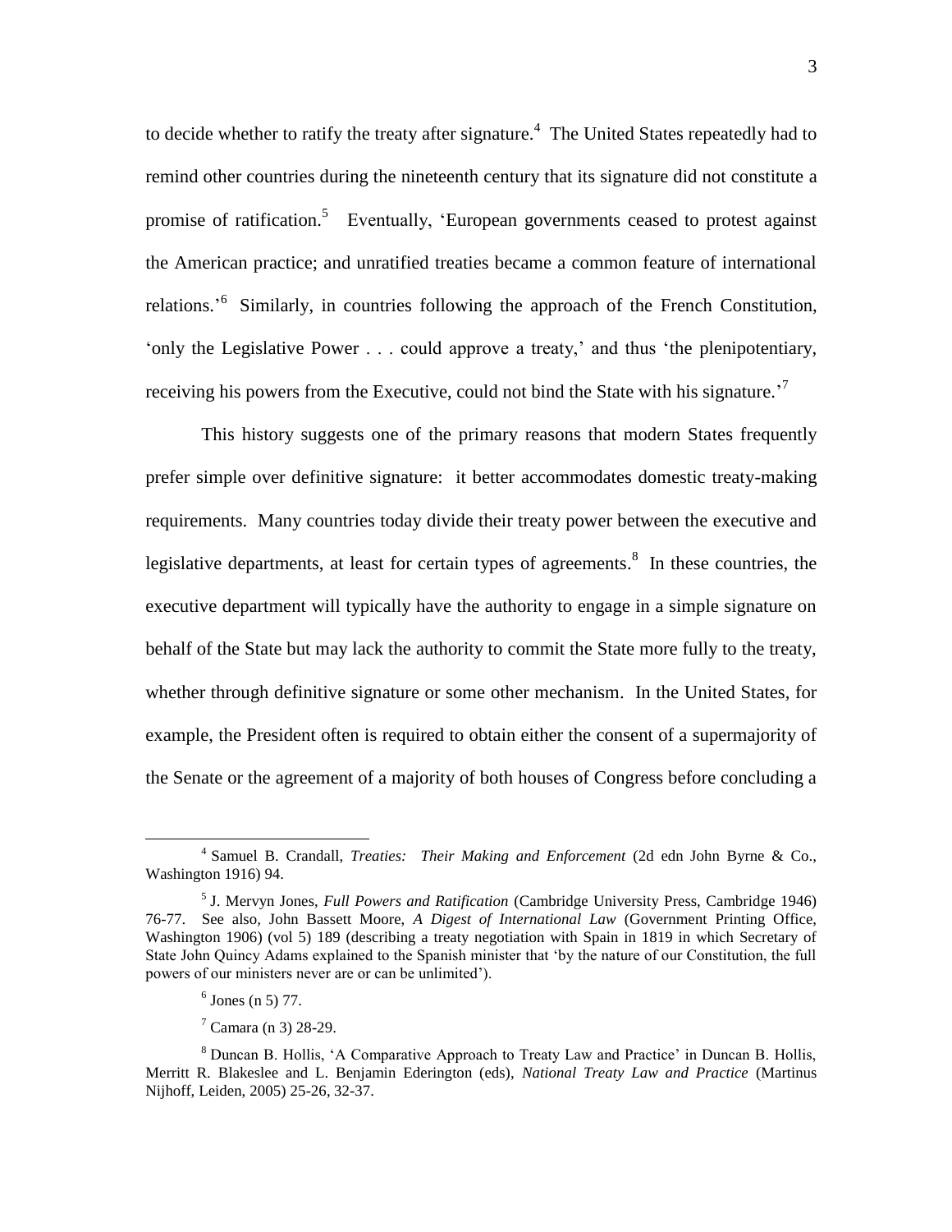to decide whether to ratify the treaty after signature.[4] The United States repeatedly had to remind other countries during the nineteenth century that its signature did not constitute a promise of ratification.[5] Eventually, 'European governments ceased to protest against the American practice; and unratified treaties became a common feature of international relations.'[6] Similarly, in countries following the approach of the French Constitution, 'only the Legislative Power . . . could approve a treaty,' and thus 'the plenipotentiary, receiving his powers from the Executive, could not bind the State with his signature.'[7]

This history suggests one of the primary reasons that modern States frequently prefer simple over definitive signature: it better accommodates domestic treaty-making requirements. Many countries today divide their treaty power between the executive and legislative departments, at least for certain types of agreements.[8] In these countries, the executive department will typically have the authority to engage in a simple signature on behalf of the State but may lack the authority to commit the State more fully to the treaty, whether through definitive signature or some other mechanism. In the United States, for example, the President often is required to obtain either the consent of a supermajority of the Senate or the agreement of a majority of both houses of Congress before concluding a

---

[4] Samuel B. Crandall, *Treaties: Their Making and Enforcement* (2d edn John Byrne & Co., Washington 1916) 94.

[5] J. Mervyn Jones, *Full Powers and Ratification* (Cambridge University Press, Cambridge 1946) 76-77. See also, John Bassett Moore, *A Digest of International Law* (Government Printing Office, Washington 1906) (vol 5) 189 (describing a treaty negotiation with Spain in 1819 in which Secretary of State John Quincy Adams explained to the Spanish minister that 'by the nature of our Constitution, the full powers of our ministers never are or can be unlimited').

[6] Jones (n 5) 77.

[7] Camara (n 3) 28-29.

[8] Duncan B. Hollis, 'A Comparative Approach to Treaty Law and Practice' in Duncan B. Hollis, Merritt R. Blakeslee and L. Benjamin Ederington (eds), *National Treaty Law and Practice* (Martinus Nijhoff, Leiden, 2005) 25-26, 32-37.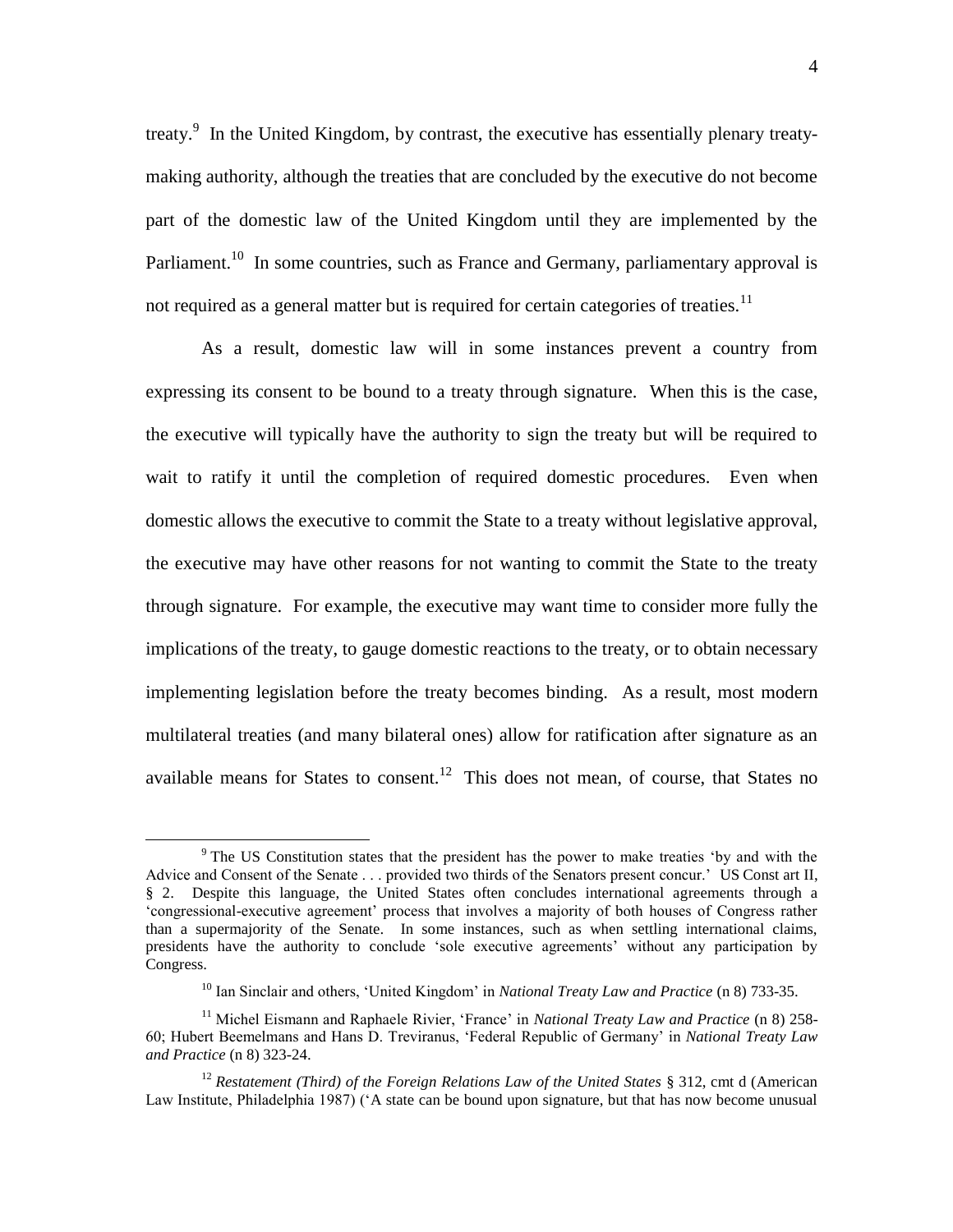treaty.[9] In the United Kingdom, by contrast, the executive has essentially plenary treaty-making authority, although the treaties that are concluded by the executive do not become part of the domestic law of the United Kingdom until they are implemented by the Parliament.[10] In some countries, such as France and Germany, parliamentary approval is not required as a general matter but is required for certain categories of treaties.[11]

As a result, domestic law will in some instances prevent a country from expressing its consent to be bound to a treaty through signature. When this is the case, the executive will typically have the authority to sign the treaty but will be required to wait to ratify it until the completion of required domestic procedures. Even when domestic allows the executive to commit the State to a treaty without legislative approval, the executive may have other reasons for not wanting to commit the State to the treaty through signature. For example, the executive may want time to consider more fully the implications of the treaty, to gauge domestic reactions to the treaty, or to obtain necessary implementing legislation before the treaty becomes binding. As a result, most modern multilateral treaties (and many bilateral ones) allow for ratification after signature as an available means for States to consent.[12] This does not mean, of course, that States no

---

[9] The US Constitution states that the president has the power to make treaties 'by and with the Advice and Consent of the Senate . . . provided two thirds of the Senators present concur.' US Const art II, § 2. Despite this language, the United States often concludes international agreements through a 'congressional-executive agreement' process that involves a majority of both houses of Congress rather than a supermajority of the Senate. In some instances, such as when settling international claims, presidents have the authority to conclude 'sole executive agreements' without any participation by Congress.

[10] Ian Sinclair and others, 'United Kingdom' in *National Treaty Law and Practice* (n 8) 733-35.

[11] Michel Eismann and Raphaele Rivier, 'France' in *National Treaty Law and Practice* (n 8) 258-60; Hubert Beemelmans and Hans D. Treviranus, 'Federal Republic of Germany' in *National Treaty Law and Practice* (n 8) 323-24.

[12] *Restatement (Third) of the Foreign Relations Law of the United States* § 312, cmt d (American Law Institute, Philadelphia 1987) ('A state can be bound upon signature, but that has now become unusual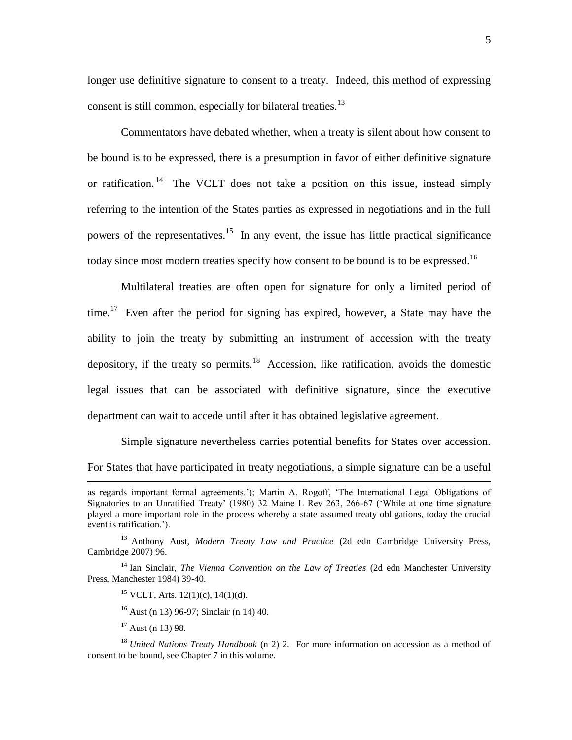longer use definitive signature to consent to a treaty. Indeed, this method of expressing consent is still common, especially for bilateral treaties.[13]

Commentators have debated whether, when a treaty is silent about how consent to be bound is to be expressed, there is a presumption in favor of either definitive signature or ratification.[14] The VCLT does not take a position on this issue, instead simply referring to the intention of the States parties as expressed in negotiations and in the full powers of the representatives.[15] In any event, the issue has little practical significance today since most modern treaties specify how consent to be bound is to be expressed.[16]

Multilateral treaties are often open for signature for only a limited period of time.[17] Even after the period for signing has expired, however, a State may have the ability to join the treaty by submitting an instrument of accession with the treaty depository, if the treaty so permits.[18] Accession, like ratification, avoids the domestic legal issues that can be associated with definitive signature, since the executive department can wait to accede until after it has obtained legislative agreement.

Simple signature nevertheless carries potential benefits for States over accession. For States that have participated in treaty negotiations, a simple signature can be a useful

---

as regards important formal agreements.'); Martin A. Rogoff, 'The International Legal Obligations of Signatories to an Unratified Treaty' (1980) 32 Maine L Rev 263, 266-67 ('While at one time signature played a more important role in the process whereby a state assumed treaty obligations, today the crucial event is ratification.').

[13] Anthony Aust, *Modern Treaty Law and Practice* (2d edn Cambridge University Press, Cambridge 2007) 96.

[14] Ian Sinclair, *The Vienna Convention on the Law of Treaties* (2d edn Manchester University Press, Manchester 1984) 39-40.

[15] VCLT, Arts. 12(1)(c), 14(1)(d).

[16] Aust (n 13) 96-97; Sinclair (n 14) 40.

[17] Aust (n 13) 98.

[18] *United Nations Treaty Handbook* (n 2) 2. For more information on accession as a method of consent to be bound, see Chapter 7 in this volume.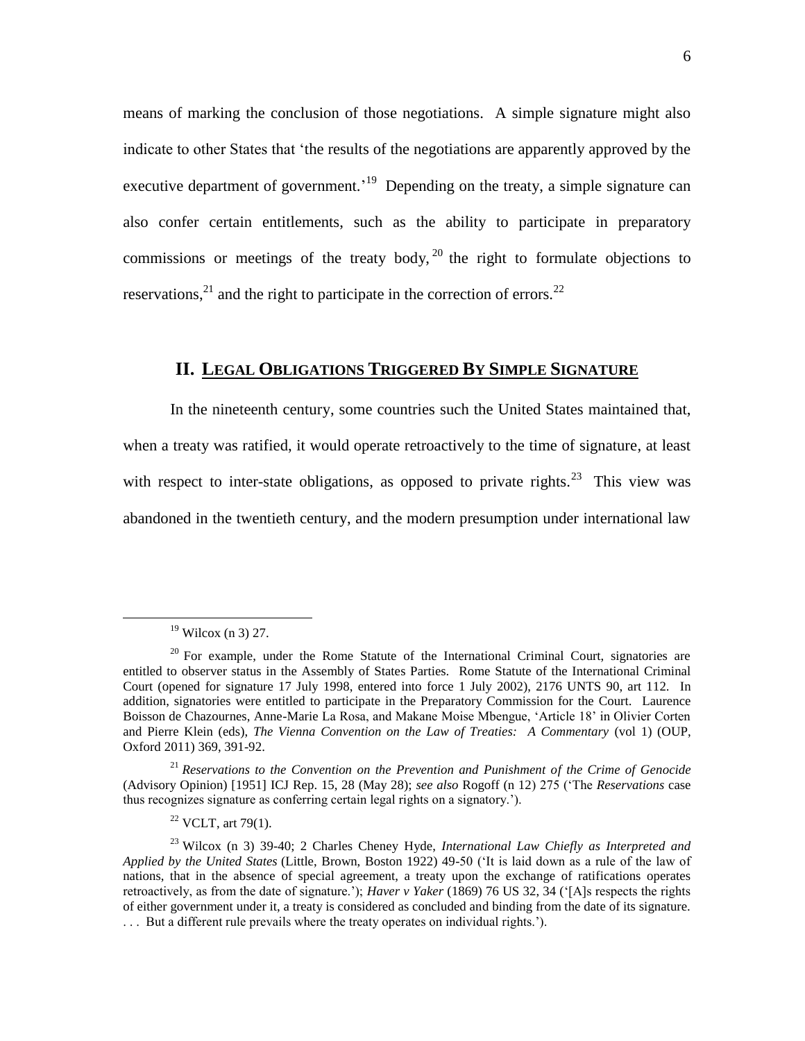means of marking the conclusion of those negotiations. A simple signature might also indicate to other States that 'the results of the negotiations are apparently approved by the executive department of government.'[19] Depending on the treaty, a simple signature can also confer certain entitlements, such as the ability to participate in preparatory commissions or meetings of the treaty body,[20] the right to formulate objections to reservations,[21] and the right to participate in the correction of errors.[22]

## II. LEGAL OBLIGATIONS TRIGGERED BY SIMPLE SIGNATURE

In the nineteenth century, some countries such the United States maintained that, when a treaty was ratified, it would operate retroactively to the time of signature, at least with respect to inter-state obligations, as opposed to private rights.[23] This view was abandoned in the twentieth century, and the modern presumption under international law

---

[19] Wilcox (n 3) 27.

[20] For example, under the Rome Statute of the International Criminal Court, signatories are entitled to observer status in the Assembly of States Parties. Rome Statute of the International Criminal Court (opened for signature 17 July 1998, entered into force 1 July 2002), 2176 UNTS 90, art 112. In addition, signatories were entitled to participate in the Preparatory Commission for the Court. Laurence Boisson de Chazournes, Anne-Marie La Rosa, and Makane Moise Mbengue, 'Article 18' in Olivier Corten and Pierre Klein (eds), *The Vienna Convention on the Law of Treaties: A Commentary* (vol 1) (OUP, Oxford 2011) 369, 391-92.

[21] *Reservations to the Convention on the Prevention and Punishment of the Crime of Genocide* (Advisory Opinion) [1951] ICJ Rep. 15, 28 (May 28); *see also* Rogoff (n 12) 275 ('The *Reservations* case thus recognizes signature as conferring certain legal rights on a signatory.').

[22] VCLT, art 79(1).

[23] Wilcox (n 3) 39-40; 2 Charles Cheney Hyde, *International Law Chiefly as Interpreted and Applied by the United States* (Little, Brown, Boston 1922) 49-50 ('It is laid down as a rule of the law of nations, that in the absence of special agreement, a treaty upon the exchange of ratifications operates retroactively, as from the date of signature.'); *Haver v Yaker* (1869) 76 US 32, 34 ('[A]s respects the rights of either government under it, a treaty is considered as concluded and binding from the date of its signature. . . . But a different rule prevails where the treaty operates on individual rights.').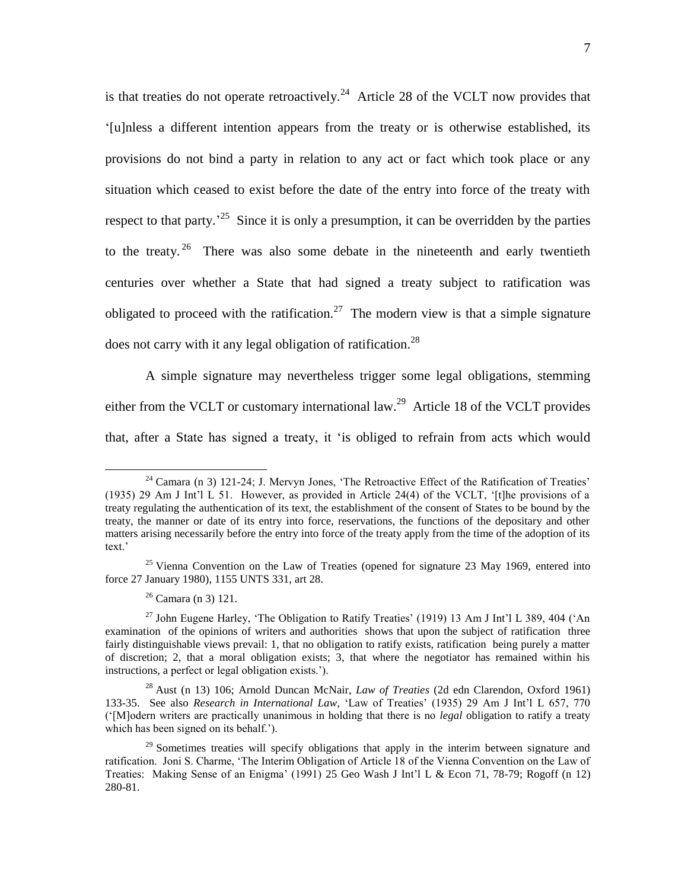is that treaties do not operate retroactively.[24] Article 28 of the VCLT now provides that '[u]nless a different intention appears from the treaty or is otherwise established, its provisions do not bind a party in relation to any act or fact which took place or any situation which ceased to exist before the date of the entry into force of the treaty with respect to that party.'[25] Since it is only a presumption, it can be overridden by the parties to the treaty.[26] There was also some debate in the nineteenth and early twentieth centuries over whether a State that had signed a treaty subject to ratification was obligated to proceed with the ratification.[27] The modern view is that a simple signature does not carry with it any legal obligation of ratification.[28]

A simple signature may nevertheless trigger some legal obligations, stemming either from the VCLT or customary international law.[29] Article 18 of the VCLT provides that, after a State has signed a treaty, it 'is obliged to refrain from acts which would

---

[24] Camara (n 3) 121-24; J. Mervyn Jones, 'The Retroactive Effect of the Ratification of Treaties' (1935) 29 Am J Int'l L 51. However, as provided in Article 24(4) of the VCLT, '[t]he provisions of a treaty regulating the authentication of its text, the establishment of the consent of States to be bound by the treaty, the manner or date of its entry into force, reservations, the functions of the depositary and other matters arising necessarily before the entry into force of the treaty apply from the time of the adoption of its text.'

[25] Vienna Convention on the Law of Treaties (opened for signature 23 May 1969, entered into force 27 January 1980), 1155 UNTS 331, art 28.

[26] Camara (n 3) 121.

[27] John Eugene Harley, 'The Obligation to Ratify Treaties' (1919) 13 Am J Int'l L 389, 404 ('An examination of the opinions of writers and authorities shows that upon the subject of ratification three fairly distinguishable views prevail: 1, that no obligation to ratify exists, ratification being purely a matter of discretion; 2, that a moral obligation exists; 3, that where the negotiator has remained within his instructions, a perfect or legal obligation exists.').

[28] Aust (n 13) 106; Arnold Duncan McNair, *Law of Treaties* (2d edn Clarendon, Oxford 1961) 133-35. See also *Research in International Law*, 'Law of Treaties' (1935) 29 Am J Int'l L 657, 770 ('[M]odern writers are practically unanimous in holding that there is no *legal* obligation to ratify a treaty which has been signed on its behalf.').

[29] Sometimes treaties will specify obligations that apply in the interim between signature and ratification. Joni S. Charme, 'The Interim Obligation of Article 18 of the Vienna Convention on the Law of Treaties: Making Sense of an Enigma' (1991) 25 Geo Wash J Int'l L & Econ 71, 78-79; Rogoff (n 12) 280-81.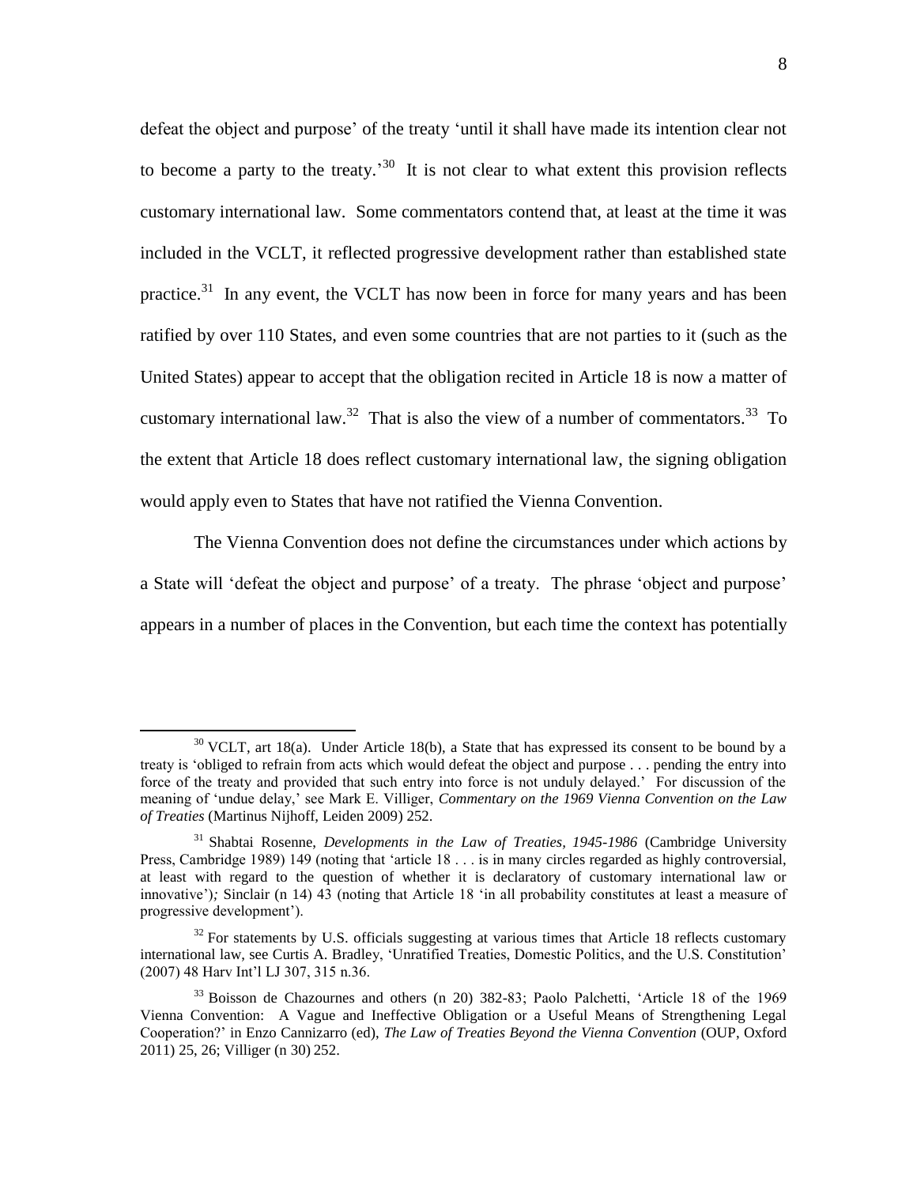defeat the object and purpose' of the treaty 'until it shall have made its intention clear not to become a party to the treaty.'[30] It is not clear to what extent this provision reflects customary international law. Some commentators contend that, at least at the time it was included in the VCLT, it reflected progressive development rather than established state practice.[31] In any event, the VCLT has now been in force for many years and has been ratified by over 110 States, and even some countries that are not parties to it (such as the United States) appear to accept that the obligation recited in Article 18 is now a matter of customary international law.[32] That is also the view of a number of commentators.[33] To the extent that Article 18 does reflect customary international law, the signing obligation would apply even to States that have not ratified the Vienna Convention.

The Vienna Convention does not define the circumstances under which actions by a State will 'defeat the object and purpose' of a treaty. The phrase 'object and purpose' appears in a number of places in the Convention, but each time the context has potentially

---

[30] VCLT, art 18(a). Under Article 18(b), a State that has expressed its consent to be bound by a treaty is 'obliged to refrain from acts which would defeat the object and purpose . . . pending the entry into force of the treaty and provided that such entry into force is not unduly delayed.' For discussion of the meaning of 'undue delay,' see Mark E. Villiger, *Commentary on the 1969 Vienna Convention on the Law of Treaties* (Martinus Nijhoff, Leiden 2009) 252.

[31] Shabtai Rosenne, *Developments in the Law of Treaties, 1945-1986* (Cambridge University Press, Cambridge 1989) 149 (noting that 'article 18 . . . is in many circles regarded as highly controversial, at least with regard to the question of whether it is declaratory of customary international law or innovative'); Sinclair (n 14) 43 (noting that Article 18 'in all probability constitutes at least a measure of progressive development').

[32] For statements by U.S. officials suggesting at various times that Article 18 reflects customary international law, see Curtis A. Bradley, 'Unratified Treaties, Domestic Politics, and the U.S. Constitution' (2007) 48 Harv Int'l LJ 307, 315 n.36.

[33] Boisson de Chazournes and others (n 20) 382-83; Paolo Palchetti, 'Article 18 of the 1969 Vienna Convention: A Vague and Ineffective Obligation or a Useful Means of Strengthening Legal Cooperation?' in Enzo Cannizzaro (ed), *The Law of Treaties Beyond the Vienna Convention* (OUP, Oxford 2011) 25, 26; Villiger (n 30) 252.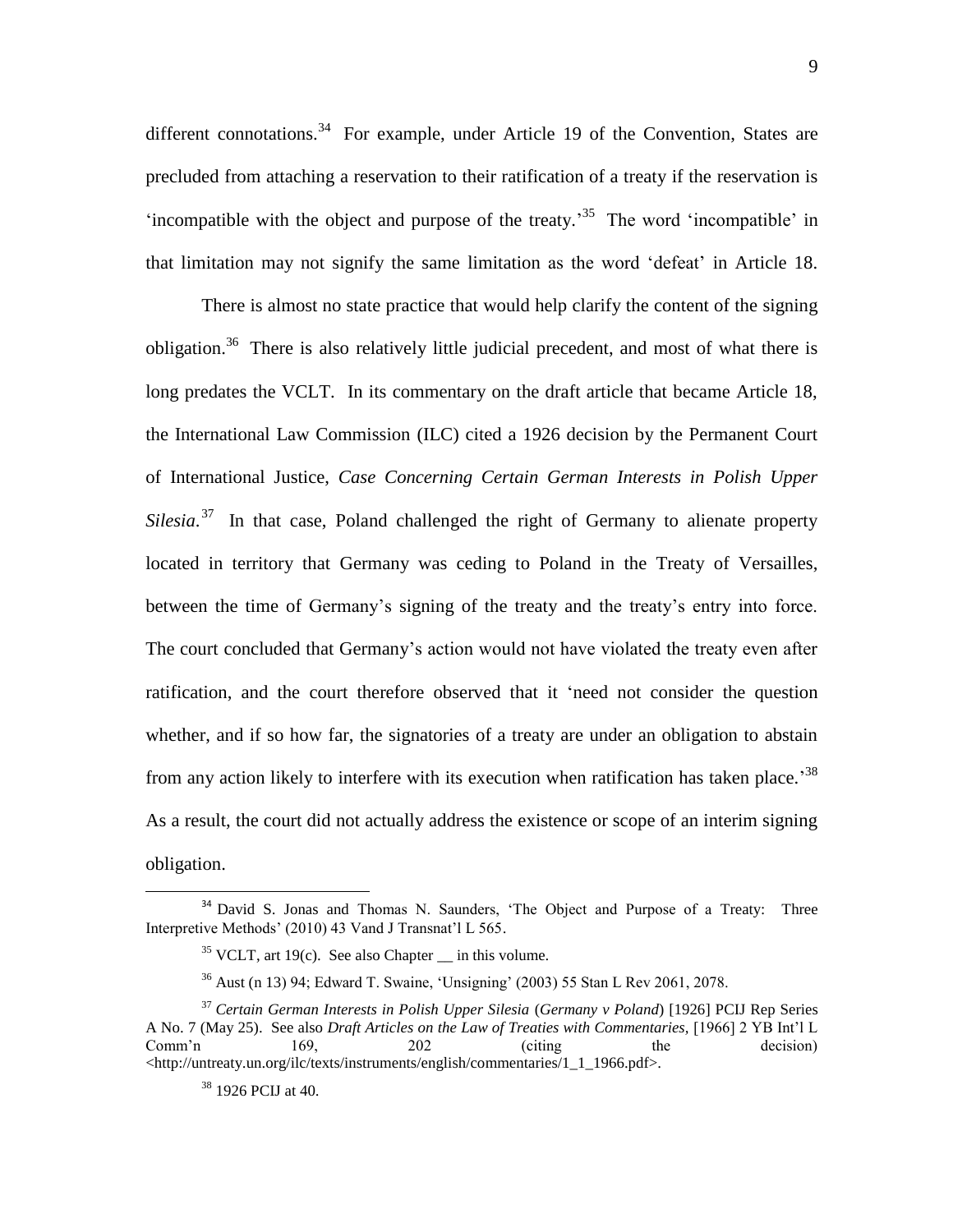different connotations.[34] For example, under Article 19 of the Convention, States are precluded from attaching a reservation to their ratification of a treaty if the reservation is 'incompatible with the object and purpose of the treaty.'[35] The word 'incompatible' in that limitation may not signify the same limitation as the word 'defeat' in Article 18.

There is almost no state practice that would help clarify the content of the signing obligation.[36] There is also relatively little judicial precedent, and most of what there is long predates the VCLT. In its commentary on the draft article that became Article 18, the International Law Commission (ILC) cited a 1926 decision by the Permanent Court of International Justice, *Case Concerning Certain German Interests in Polish Upper Silesia*.[37] In that case, Poland challenged the right of Germany to alienate property located in territory that Germany was ceding to Poland in the Treaty of Versailles, between the time of Germany's signing of the treaty and the treaty's entry into force. The court concluded that Germany's action would not have violated the treaty even after ratification, and the court therefore observed that it 'need not consider the question whether, and if so how far, the signatories of a treaty are under an obligation to abstain from any action likely to interfere with its execution when ratification has taken place.'[38] As a result, the court did not actually address the existence or scope of an interim signing obligation.

---

[34] David S. Jonas and Thomas N. Saunders, 'The Object and Purpose of a Treaty: Three Interpretive Methods' (2010) 43 Vand J Transnat'l L 565.

[35] VCLT, art 19(c). See also Chapter __ in this volume.

[36] Aust (n 13) 94; Edward T. Swaine, 'Unsigning' (2003) 55 Stan L Rev 2061, 2078.

[37] *Certain German Interests in Polish Upper Silesia* (*Germany v Poland*) [1926] PCIJ Rep Series A No. 7 (May 25). See also *Draft Articles on the Law of Treaties with Commentaries*, [1966] 2 YB Int'l L Comm'n 169, 202 (citing the decision) <http://untreaty.un.org/ilc/texts/instruments/english/commentaries/1_1_1966.pdf>.

[38] 1926 PCIJ at 40.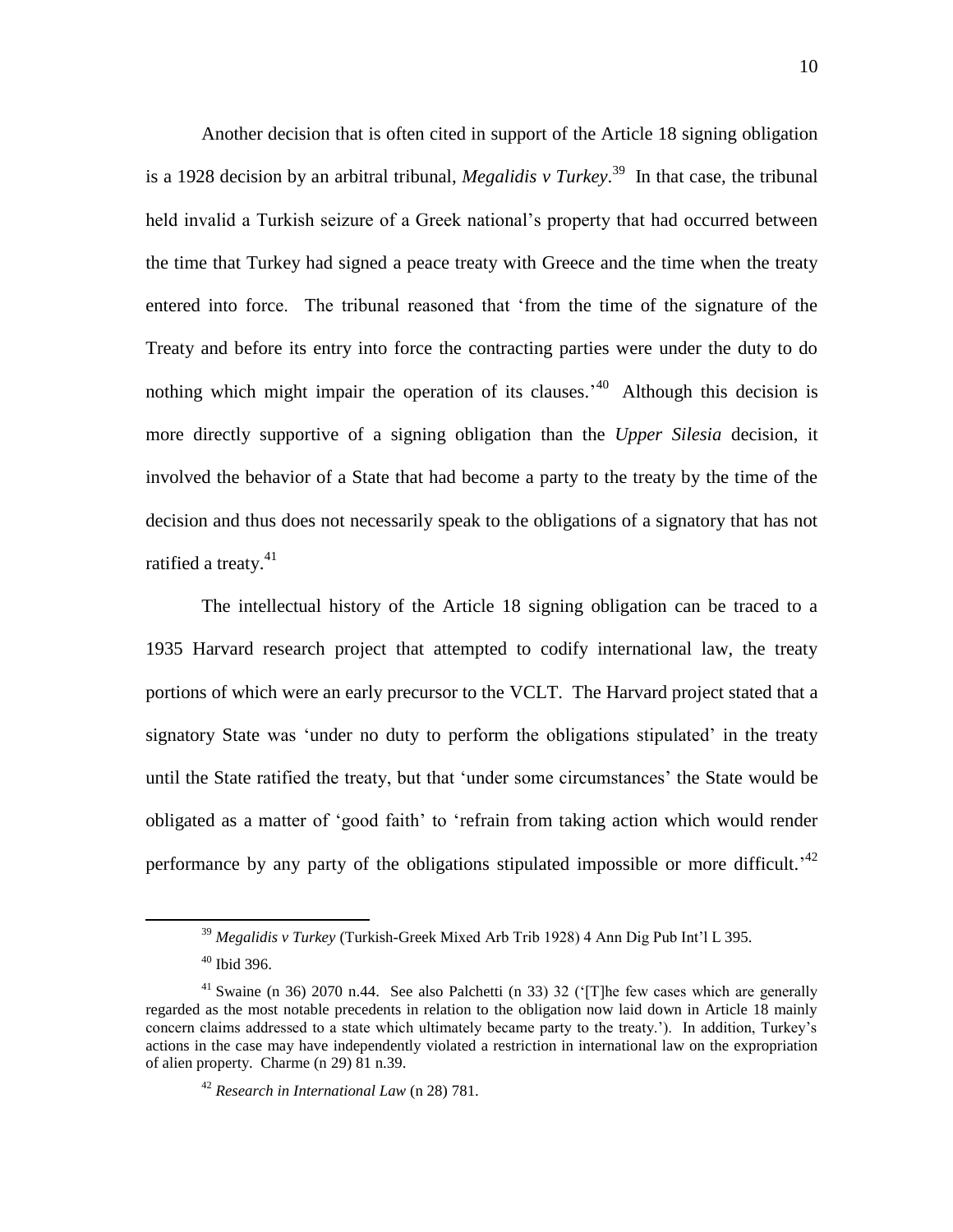Another decision that is often cited in support of the Article 18 signing obligation is a 1928 decision by an arbitral tribunal, *Megalidis v Turkey*.[39] In that case, the tribunal held invalid a Turkish seizure of a Greek national's property that had occurred between the time that Turkey had signed a peace treaty with Greece and the time when the treaty entered into force. The tribunal reasoned that 'from the time of the signature of the Treaty and before its entry into force the contracting parties were under the duty to do nothing which might impair the operation of its clauses.'[40] Although this decision is more directly supportive of a signing obligation than the *Upper Silesia* decision, it involved the behavior of a State that had become a party to the treaty by the time of the decision and thus does not necessarily speak to the obligations of a signatory that has not ratified a treaty.[41]

The intellectual history of the Article 18 signing obligation can be traced to a 1935 Harvard research project that attempted to codify international law, the treaty portions of which were an early precursor to the VCLT. The Harvard project stated that a signatory State was 'under no duty to perform the obligations stipulated' in the treaty until the State ratified the treaty, but that 'under some circumstances' the State would be obligated as a matter of 'good faith' to 'refrain from taking action which would render performance by any party of the obligations stipulated impossible or more difficult.'[42]

---

[39] *Megalidis v Turkey* (Turkish-Greek Mixed Arb Trib 1928) 4 Ann Dig Pub Int'l L 395.

[40] Ibid 396.

[41] Swaine (n 36) 2070 n.44. See also Palchetti (n 33) 32 ('[T]he few cases which are generally regarded as the most notable precedents in relation to the obligation now laid down in Article 18 mainly concern claims addressed to a state which ultimately became party to the treaty.'). In addition, Turkey's actions in the case may have independently violated a restriction in international law on the expropriation of alien property. Charme (n 29) 81 n.39.

[42] *Research in International Law* (n 28) 781.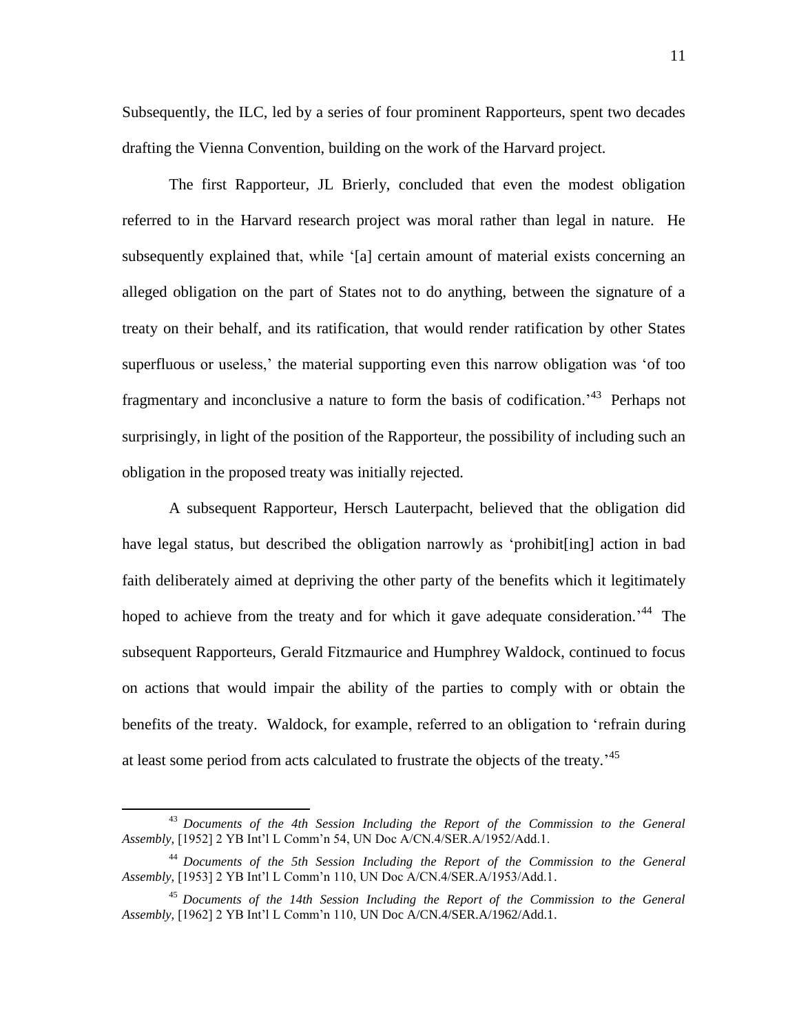Subsequently, the ILC, led by a series of four prominent Rapporteurs, spent two decades drafting the Vienna Convention, building on the work of the Harvard project.

The first Rapporteur, JL Brierly, concluded that even the modest obligation referred to in the Harvard research project was moral rather than legal in nature. He subsequently explained that, while '[a] certain amount of material exists concerning an alleged obligation on the part of States not to do anything, between the signature of a treaty on their behalf, and its ratification, that would render ratification by other States superfluous or useless,' the material supporting even this narrow obligation was 'of too fragmentary and inconclusive a nature to form the basis of codification.'[43] Perhaps not surprisingly, in light of the position of the Rapporteur, the possibility of including such an obligation in the proposed treaty was initially rejected.

A subsequent Rapporteur, Hersch Lauterpacht, believed that the obligation did have legal status, but described the obligation narrowly as 'prohibit[ing] action in bad faith deliberately aimed at depriving the other party of the benefits which it legitimately hoped to achieve from the treaty and for which it gave adequate consideration.'[44] The subsequent Rapporteurs, Gerald Fitzmaurice and Humphrey Waldock, continued to focus on actions that would impair the ability of the parties to comply with or obtain the benefits of the treaty. Waldock, for example, referred to an obligation to 'refrain during at least some period from acts calculated to frustrate the objects of the treaty.'[45]

---

[43] *Documents of the 4th Session Including the Report of the Commission to the General Assembly,* [1952] 2 YB Int'l L Comm'n 54, UN Doc A/CN.4/SER.A/1952/Add.1.

[44] *Documents of the 5th Session Including the Report of the Commission to the General Assembly,* [1953] 2 YB Int'l L Comm'n 110, UN Doc A/CN.4/SER.A/1953/Add.1.

[45] *Documents of the 14th Session Including the Report of the Commission to the General Assembly,* [1962] 2 YB Int'l L Comm'n 110, UN Doc A/CN.4/SER.A/1962/Add.1.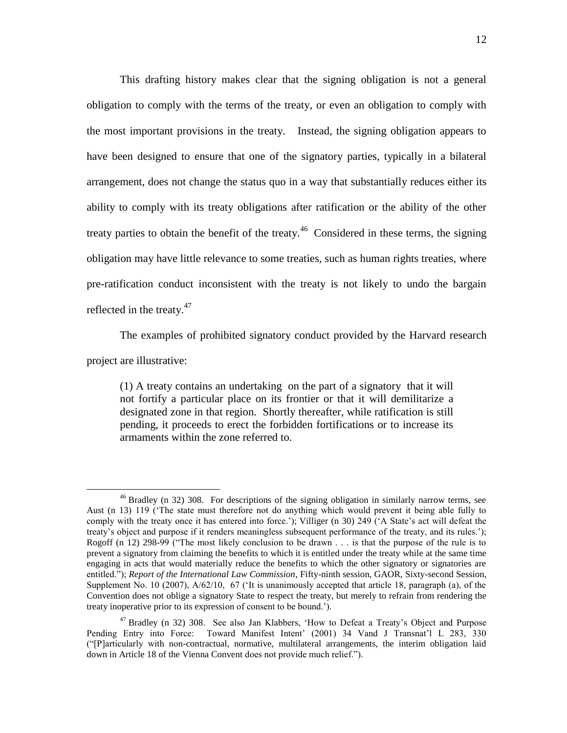This drafting history makes clear that the signing obligation is not a general obligation to comply with the terms of the treaty, or even an obligation to comply with the most important provisions in the treaty. Instead, the signing obligation appears to have been designed to ensure that one of the signatory parties, typically in a bilateral arrangement, does not change the status quo in a way that substantially reduces either its ability to comply with its treaty obligations after ratification or the ability of the other treaty parties to obtain the benefit of the treaty.[46] Considered in these terms, the signing obligation may have little relevance to some treaties, such as human rights treaties, where pre-ratification conduct inconsistent with the treaty is not likely to undo the bargain reflected in the treaty.[47]

The examples of prohibited signatory conduct provided by the Harvard research project are illustrative:

> (1) A treaty contains an undertaking on the part of a signatory that it will not fortify a particular place on its frontier or that it will demilitarize a designated zone in that region. Shortly thereafter, while ratification is still pending, it proceeds to erect the forbidden fortifications or to increase its armaments within the zone referred to.

---

[46] Bradley (n 32) 308. For descriptions of the signing obligation in similarly narrow terms, see Aust (n 13) 119 ('The state must therefore not do anything which would prevent it being able fully to comply with the treaty once it has entered into force.'); Villiger (n 30) 249 ('A State's act will defeat the treaty's object and purpose if it renders meaningless subsequent performance of the treaty, and its rules.'); Rogoff (n 12) 298-99 ("The most likely conclusion to be drawn . . . is that the purpose of the rule is to prevent a signatory from claiming the benefits to which it is entitled under the treaty while at the same time engaging in acts that would materially reduce the benefits to which the other signatory or signatories are entitled."); *Report of the International Law Commission*, Fifty-ninth session, GAOR, Sixty-second Session, Supplement No. 10 (2007), A/62/10, 67 ('It is unanimously accepted that article 18, paragraph (a), of the Convention does not oblige a signatory State to respect the treaty, but merely to refrain from rendering the treaty inoperative prior to its expression of consent to be bound.').

[47] Bradley (n 32) 308. See also Jan Klabbers, 'How to Defeat a Treaty's Object and Purpose Pending Entry into Force: Toward Manifest Intent' (2001) 34 Vand J Transnat'l L 283, 330 ("[P]articularly with non-contractual, normative, multilateral arrangements, the interim obligation laid down in Article 18 of the Vienna Convent does not provide much relief.").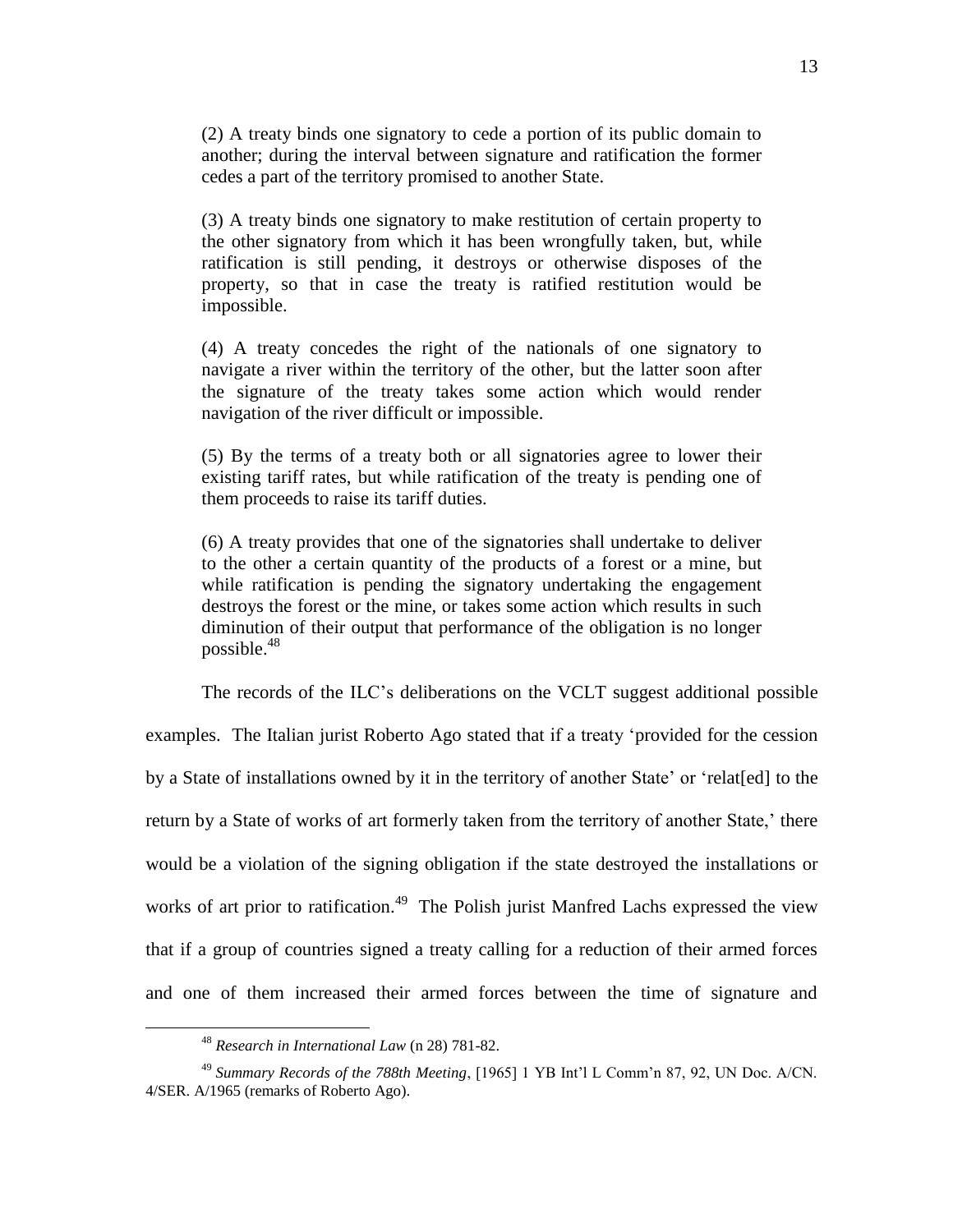(2) A treaty binds one signatory to cede a portion of its public domain to another; during the interval between signature and ratification the former cedes a part of the territory promised to another State.

(3) A treaty binds one signatory to make restitution of certain property to the other signatory from which it has been wrongfully taken, but, while ratification is still pending, it destroys or otherwise disposes of the property, so that in case the treaty is ratified restitution would be impossible.

(4) A treaty concedes the right of the nationals of one signatory to navigate a river within the territory of the other, but the latter soon after the signature of the treaty takes some action which would render navigation of the river difficult or impossible.

(5) By the terms of a treaty both or all signatories agree to lower their existing tariff rates, but while ratification of the treaty is pending one of them proceeds to raise its tariff duties.

(6) A treaty provides that one of the signatories shall undertake to deliver to the other a certain quantity of the products of a forest or a mine, but while ratification is pending the signatory undertaking the engagement destroys the forest or the mine, or takes some action which results in such diminution of their output that performance of the obligation is no longer possible.[48]

The records of the ILC's deliberations on the VCLT suggest additional possible examples. The Italian jurist Roberto Ago stated that if a treaty 'provided for the cession by a State of installations owned by it in the territory of another State' or 'relat[ed] to the return by a State of works of art formerly taken from the territory of another State,' there would be a violation of the signing obligation if the state destroyed the installations or works of art prior to ratification.[49] The Polish jurist Manfred Lachs expressed the view that if a group of countries signed a treaty calling for a reduction of their armed forces and one of them increased their armed forces between the time of signature and

---

[48] *Research in International Law* (n 28) 781-82.

[49] *Summary Records of the 788th Meeting*, [1965] 1 YB Int'l L Comm'n 87, 92, UN Doc. A/CN. 4/SER. A/1965 (remarks of Roberto Ago).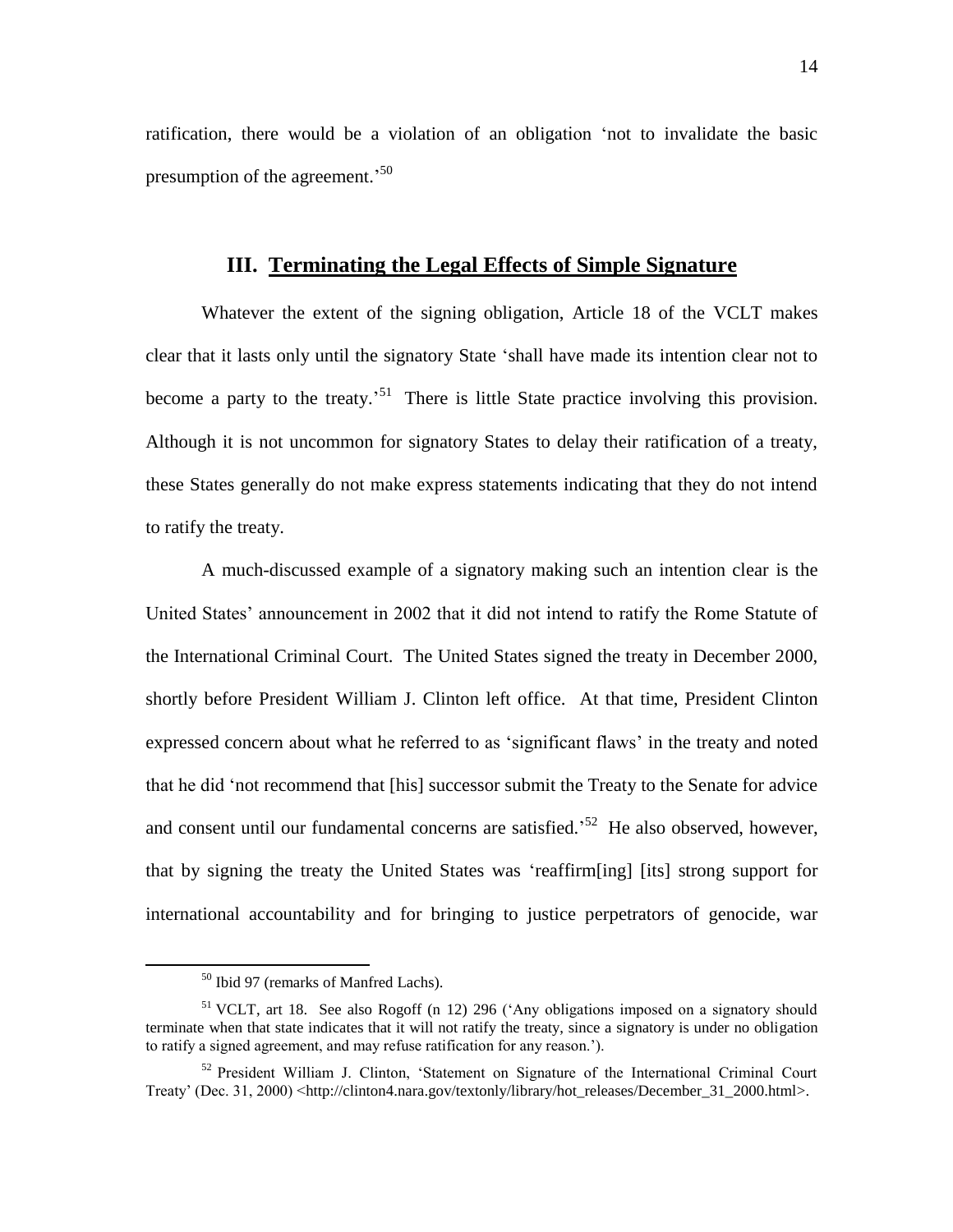ratification, there would be a violation of an obligation 'not to invalidate the basic presumption of the agreement.'[50]

## III. Terminating the Legal Effects of Simple Signature

Whatever the extent of the signing obligation, Article 18 of the VCLT makes clear that it lasts only until the signatory State 'shall have made its intention clear not to become a party to the treaty.'[51] There is little State practice involving this provision. Although it is not uncommon for signatory States to delay their ratification of a treaty, these States generally do not make express statements indicating that they do not intend to ratify the treaty.

A much-discussed example of a signatory making such an intention clear is the United States' announcement in 2002 that it did not intend to ratify the Rome Statute of the International Criminal Court. The United States signed the treaty in December 2000, shortly before President William J. Clinton left office. At that time, President Clinton expressed concern about what he referred to as 'significant flaws' in the treaty and noted that he did 'not recommend that [his] successor submit the Treaty to the Senate for advice and consent until our fundamental concerns are satisfied.'[52] He also observed, however, that by signing the treaty the United States was 'reaffirm[ing] [its] strong support for international accountability and for bringing to justice perpetrators of genocide, war

---

[50] Ibid 97 (remarks of Manfred Lachs).

[51] VCLT, art 18. See also Rogoff (n 12) 296 ('Any obligations imposed on a signatory should terminate when that state indicates that it will not ratify the treaty, since a signatory is under no obligation to ratify a signed agreement, and may refuse ratification for any reason.').

[52] President William J. Clinton, 'Statement on Signature of the International Criminal Court Treaty' (Dec. 31, 2000) <http://clinton4.nara.gov/textonly/library/hot_releases/December_31_2000.html>.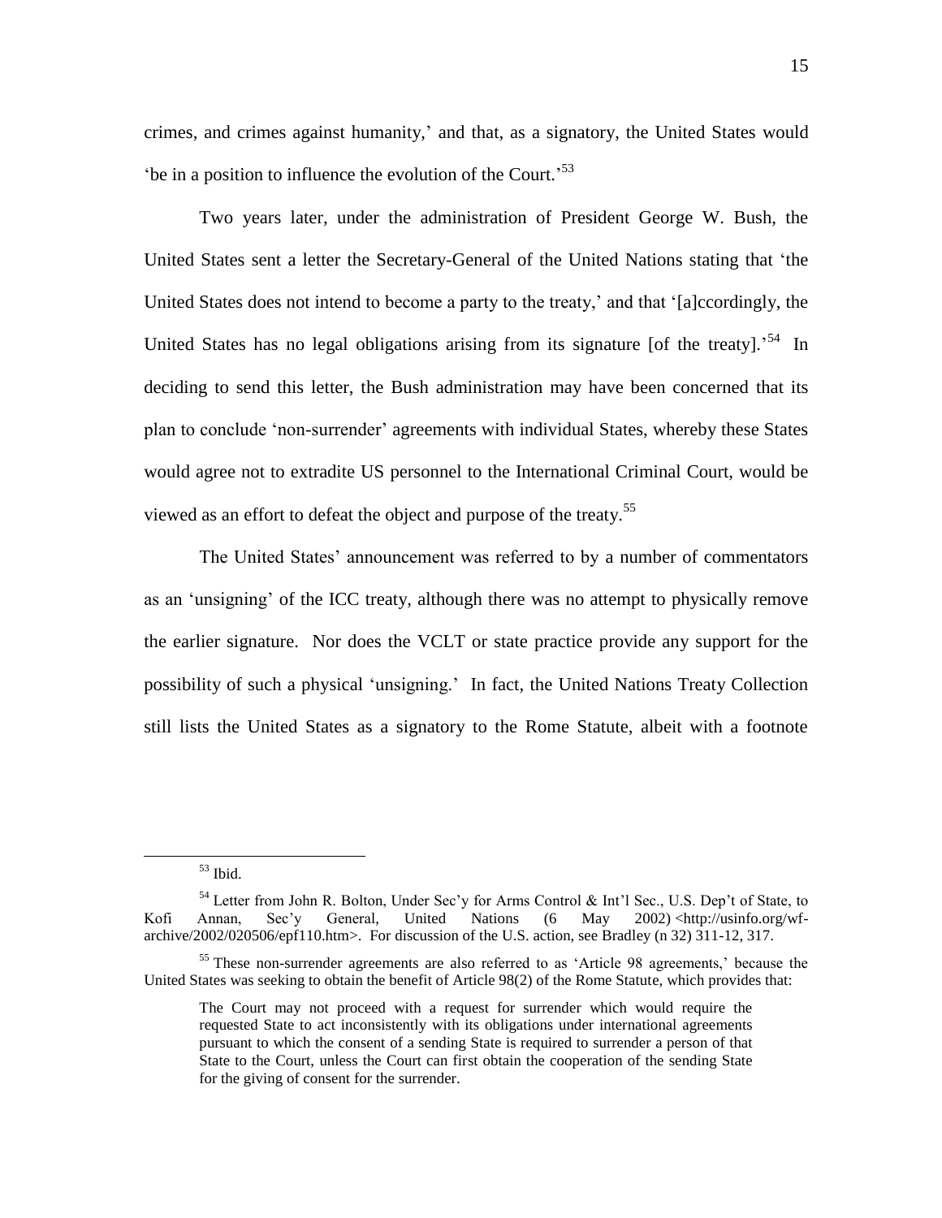crimes, and crimes against humanity,' and that, as a signatory, the United States would 'be in a position to influence the evolution of the Court.'[53]

Two years later, under the administration of President George W. Bush, the United States sent a letter the Secretary-General of the United Nations stating that 'the United States does not intend to become a party to the treaty,' and that '[a]ccordingly, the United States has no legal obligations arising from its signature [of the treaty].'[54] In deciding to send this letter, the Bush administration may have been concerned that its plan to conclude 'non-surrender' agreements with individual States, whereby these States would agree not to extradite US personnel to the International Criminal Court, would be viewed as an effort to defeat the object and purpose of the treaty.[55]

The United States' announcement was referred to by a number of commentators as an 'unsigning' of the ICC treaty, although there was no attempt to physically remove the earlier signature. Nor does the VCLT or state practice provide any support for the possibility of such a physical 'unsigning.' In fact, the United Nations Treaty Collection still lists the United States as a signatory to the Rome Statute, albeit with a footnote

---

[53] Ibid.

[54] Letter from John R. Bolton, Under Sec'y for Arms Control & Int'l Sec., U.S. Dep't of State, to Kofi Annan, Sec'y General, United Nations (6 May 2002) <http://usinfo.org/wf-archive/2002/020506/epf110.htm>. For discussion of the U.S. action, see Bradley (n 32) 311-12, 317.

[55] These non-surrender agreements are also referred to as 'Article 98 agreements,' because the United States was seeking to obtain the benefit of Article 98(2) of the Rome Statute, which provides that:

> The Court may not proceed with a request for surrender which would require the requested State to act inconsistently with its obligations under international agreements pursuant to which the consent of a sending State is required to surrender a person of that State to the Court, unless the Court can first obtain the cooperation of the sending State for the giving of consent for the surrender.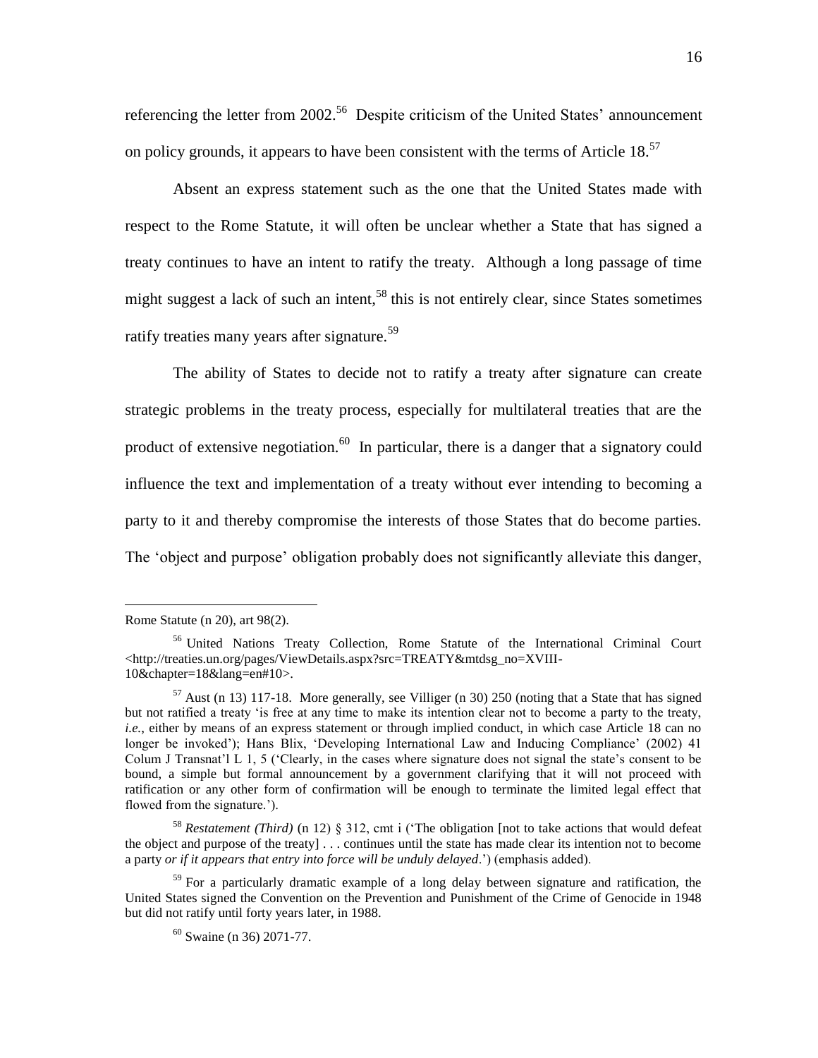referencing the letter from 2002.[56] Despite criticism of the United States' announcement on policy grounds, it appears to have been consistent with the terms of Article 18.[57]

Absent an express statement such as the one that the United States made with respect to the Rome Statute, it will often be unclear whether a State that has signed a treaty continues to have an intent to ratify the treaty. Although a long passage of time might suggest a lack of such an intent,[58] this is not entirely clear, since States sometimes ratify treaties many years after signature.[59]

The ability of States to decide not to ratify a treaty after signature can create strategic problems in the treaty process, especially for multilateral treaties that are the product of extensive negotiation.[60] In particular, there is a danger that a signatory could influence the text and implementation of a treaty without ever intending to becoming a party to it and thereby compromise the interests of those States that do become parties. The 'object and purpose' obligation probably does not significantly alleviate this danger,

---

Rome Statute (n 20), art 98(2).

[56] United Nations Treaty Collection, Rome Statute of the International Criminal Court <http://treaties.un.org/pages/ViewDetails.aspx?src=TREATY&mtdsg_no=XVIII-10&chapter=18&lang=en#10>.

[57] Aust (n 13) 117-18. More generally, see Villiger (n 30) 250 (noting that a State that has signed but not ratified a treaty 'is free at any time to make its intention clear not to become a party to the treaty, *i.e.*, either by means of an express statement or through implied conduct, in which case Article 18 can no longer be invoked'); Hans Blix, 'Developing International Law and Inducing Compliance' (2002) 41 Colum J Transnat'l L 1, 5 ('Clearly, in the cases where signature does not signal the state's consent to be bound, a simple but formal announcement by a government clarifying that it will not proceed with ratification or any other form of confirmation will be enough to terminate the limited legal effect that flowed from the signature.').

[58] *Restatement (Third)* (n 12) § 312, cmt i ('The obligation [not to take actions that would defeat the object and purpose of the treaty] . . . continues until the state has made clear its intention not to become a party *or if it appears that entry into force will be unduly delayed*.') (emphasis added).

[59] For a particularly dramatic example of a long delay between signature and ratification, the United States signed the Convention on the Prevention and Punishment of the Crime of Genocide in 1948 but did not ratify until forty years later, in 1988.

[60] Swaine (n 36) 2071-77.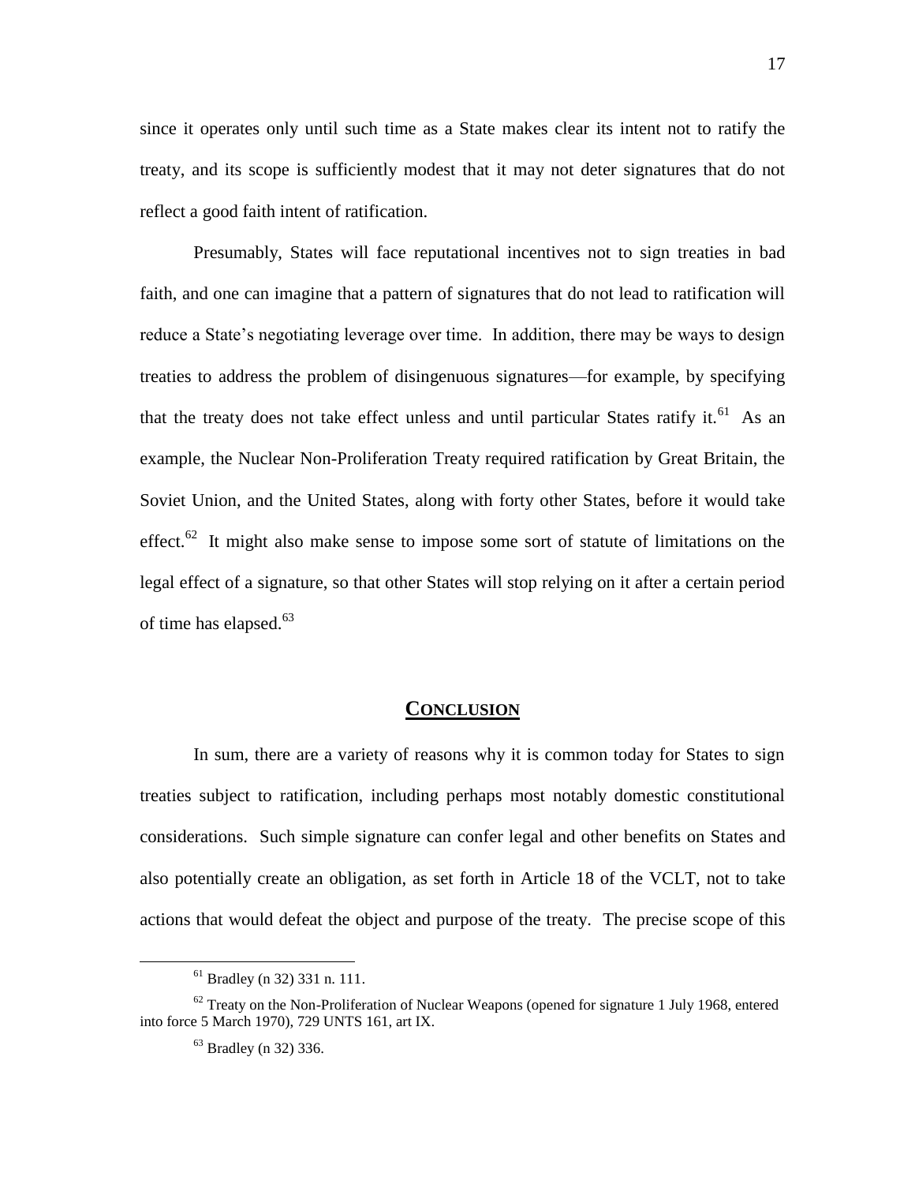since it operates only until such time as a State makes clear its intent not to ratify the treaty, and its scope is sufficiently modest that it may not deter signatures that do not reflect a good faith intent of ratification.

Presumably, States will face reputational incentives not to sign treaties in bad faith, and one can imagine that a pattern of signatures that do not lead to ratification will reduce a State's negotiating leverage over time. In addition, there may be ways to design treaties to address the problem of disingenuous signatures—for example, by specifying that the treaty does not take effect unless and until particular States ratify it.[61] As an example, the Nuclear Non-Proliferation Treaty required ratification by Great Britain, the Soviet Union, and the United States, along with forty other States, before it would take effect.[62] It might also make sense to impose some sort of statute of limitations on the legal effect of a signature, so that other States will stop relying on it after a certain period of time has elapsed.[63]

## CONCLUSION

In sum, there are a variety of reasons why it is common today for States to sign treaties subject to ratification, including perhaps most notably domestic constitutional considerations. Such simple signature can confer legal and other benefits on States and also potentially create an obligation, as set forth in Article 18 of the VCLT, not to take actions that would defeat the object and purpose of the treaty. The precise scope of this

---

[61] Bradley (n 32) 331 n. 111.

[62] Treaty on the Non-Proliferation of Nuclear Weapons (opened for signature 1 July 1968, entered into force 5 March 1970), 729 UNTS 161, art IX.

[63] Bradley (n 32) 336.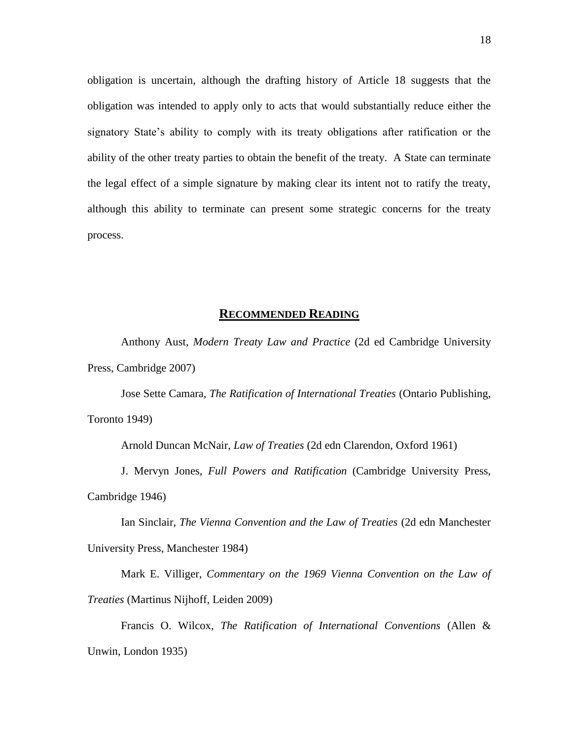obligation is uncertain, although the drafting history of Article 18 suggests that the obligation was intended to apply only to acts that would substantially reduce either the signatory State's ability to comply with its treaty obligations after ratification or the ability of the other treaty parties to obtain the benefit of the treaty. A State can terminate the legal effect of a simple signature by making clear its intent not to ratify the treaty, although this ability to terminate can present some strategic concerns for the treaty process.

## Recommended Reading

Anthony Aust, *Modern Treaty Law and Practice* (2d ed Cambridge University Press, Cambridge 2007)

Jose Sette Camara, *The Ratification of International Treaties* (Ontario Publishing, Toronto 1949)

Arnold Duncan McNair, *Law of Treaties* (2d edn Clarendon, Oxford 1961)

J. Mervyn Jones, *Full Powers and Ratification* (Cambridge University Press, Cambridge 1946)

Ian Sinclair, *The Vienna Convention and the Law of Treaties* (2d edn Manchester University Press, Manchester 1984)

Mark E. Villiger, *Commentary on the 1969 Vienna Convention on the Law of Treaties* (Martinus Nijhoff, Leiden 2009)

Francis O. Wilcox, *The Ratification of International Conventions* (Allen & Unwin, London 1935)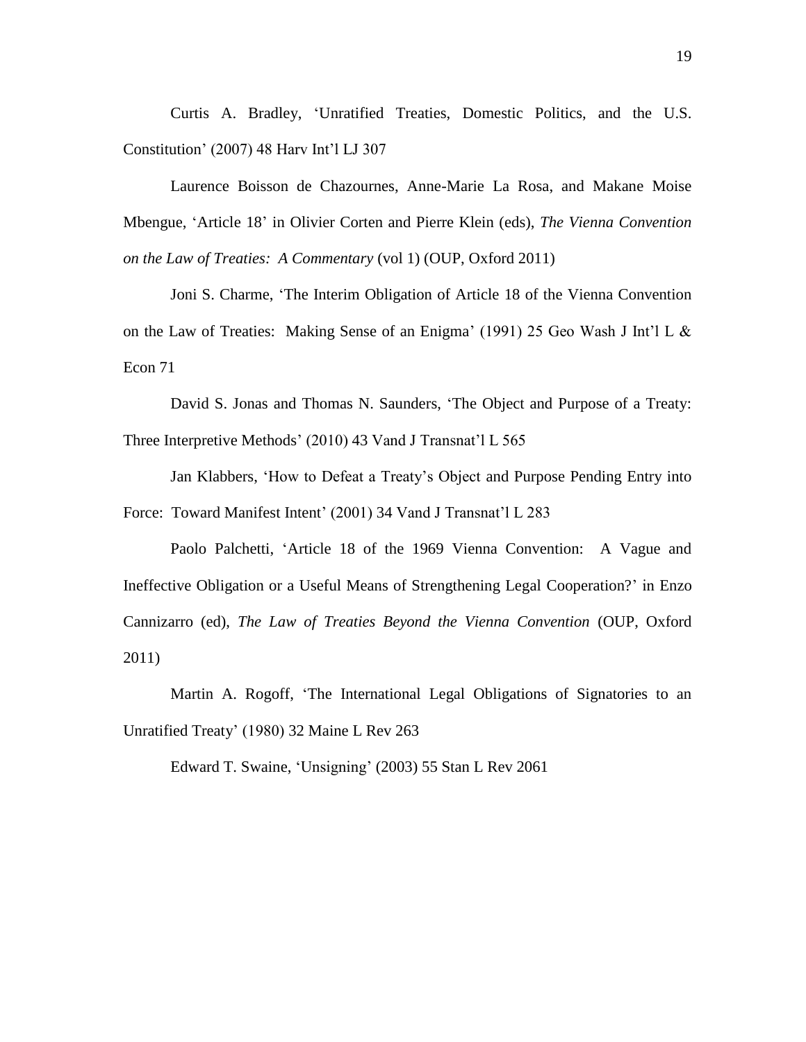Curtis A. Bradley, 'Unratified Treaties, Domestic Politics, and the U.S. Constitution' (2007) 48 Harv Int'l LJ 307

Laurence Boisson de Chazournes, Anne-Marie La Rosa, and Makane Moise Mbengue, 'Article 18' in Olivier Corten and Pierre Klein (eds), *The Vienna Convention on the Law of Treaties: A Commentary* (vol 1) (OUP, Oxford 2011)

Joni S. Charme, 'The Interim Obligation of Article 18 of the Vienna Convention on the Law of Treaties: Making Sense of an Enigma' (1991) 25 Geo Wash J Int'l L & Econ 71

David S. Jonas and Thomas N. Saunders, 'The Object and Purpose of a Treaty: Three Interpretive Methods' (2010) 43 Vand J Transnat'l L 565

Jan Klabbers, 'How to Defeat a Treaty's Object and Purpose Pending Entry into Force: Toward Manifest Intent' (2001) 34 Vand J Transnat'l L 283

Paolo Palchetti, 'Article 18 of the 1969 Vienna Convention: A Vague and Ineffective Obligation or a Useful Means of Strengthening Legal Cooperation?' in Enzo Cannizarro (ed), *The Law of Treaties Beyond the Vienna Convention* (OUP, Oxford 2011)

Martin A. Rogoff, 'The International Legal Obligations of Signatories to an Unratified Treaty' (1980) 32 Maine L Rev 263

Edward T. Swaine, 'Unsigning' (2003) 55 Stan L Rev 2061